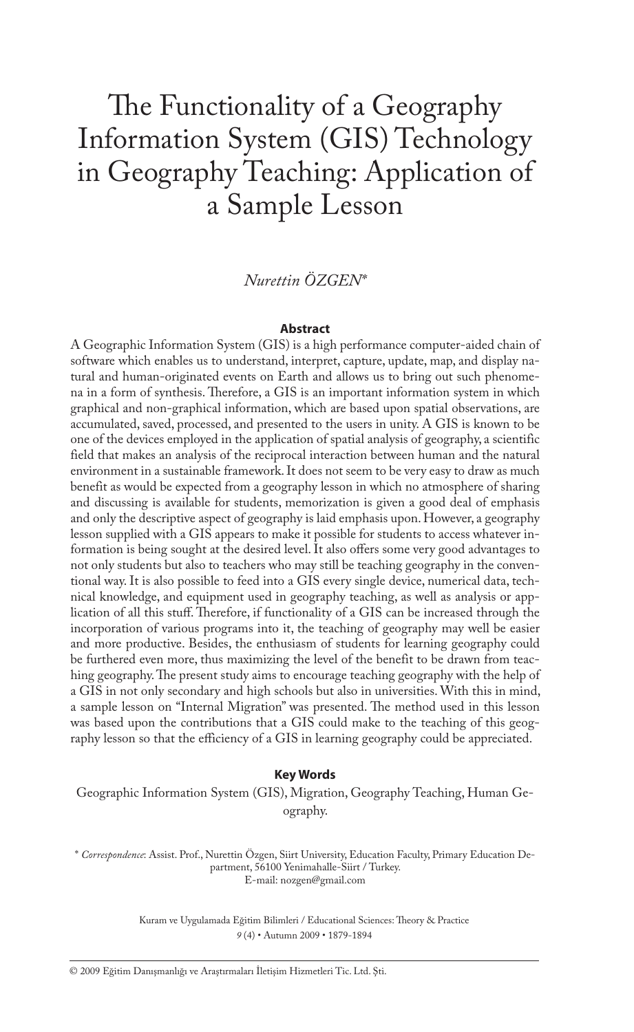# The Functionality of a Geography Information System (GIS) Technology in Geography Teaching: Application of a Sample Lesson

*Nurettin ÖZGEN**

**Abstract**

A Geographic Information System (GIS) is a high performance computer-aided chain of software which enables us to understand, interpret, capture, update, map, and display natural and human-originated events on Earth and allows us to bring out such phenomena in a form of synthesis. Therefore, a GIS is an important information system in which graphical and non-graphical information, which are based upon spatial observations, are accumulated, saved, processed, and presented to the users in unity. A GIS is known to be one of the devices employed in the application of spatial analysis of geography, a scientific field that makes an analysis of the reciprocal interaction between human and the natural environment in a sustainable framework. It does not seem to be very easy to draw as much benefit as would be expected from a geography lesson in which no atmosphere of sharing and discussing is available for students, memorization is given a good deal of emphasis and only the descriptive aspect of geography is laid emphasis upon. However, a geography lesson supplied with a GIS appears to make it possible for students to access whatever information is being sought at the desired level. It also offers some very good advantages to not only students but also to teachers who may still be teaching geography in the conventional way. It is also possible to feed into a GIS every single device, numerical data, technical knowledge, and equipment used in geography teaching, as well as analysis or application of all this stuff. Therefore, if functionality of a GIS can be increased through the incorporation of various programs into it, the teaching of geography may well be easier and more productive. Besides, the enthusiasm of students for learning geography could be furthered even more, thus maximizing the level of the benefit to be drawn from teaching geography. The present study aims to encourage teaching geography with the help of a GIS in not only secondary and high schools but also in universities. With this in mind, a sample lesson on "Internal Migration" was presented. The method used in this lesson was based upon the contributions that a GIS could make to the teaching of this geography lesson so that the efficiency of a GIS in learning geography could be appreciated.

**Key Words**

Geographic Information System (GIS), Migration, Geography Teaching, Human Geography.

\* *Correspondence*: Assist. Prof., Nurettin Özgen, Siirt University, Education Faculty, Primary Education Department, 56100 Yenimahalle-Siirt / Turkey.
E-mail: nozgen@gmail.com

Kuram ve Uygulamada Eğitim Bilimleri / Educational Sciences: Theory & Practice
*9* (4) • Autumn 2009 • 1879-1894

© 2009 Eğitim Danışmanlığı ve Araştırmaları İletişim Hizmetleri Tic. Ltd. Şti.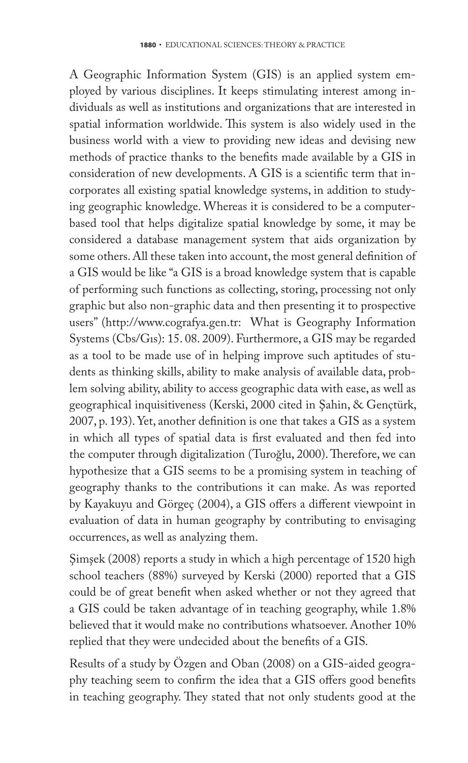A Geographic Information System (GIS) is an applied system employed by various disciplines. It keeps stimulating interest among individuals as well as institutions and organizations that are interested in spatial information worldwide. This system is also widely used in the business world with a view to providing new ideas and devising new methods of practice thanks to the benefits made available by a GIS in consideration of new developments. A GIS is a scientific term that incorporates all existing spatial knowledge systems, in addition to studying geographic knowledge. Whereas it is considered to be a computer-based tool that helps digitalize spatial knowledge by some, it may be considered a database management system that aids organization by some others. All these taken into account, the most general definition of a GIS would be like "a GIS is a broad knowledge system that is capable of performing such functions as collecting, storing, processing not only graphic but also non-graphic data and then presenting it to prospective users" (http://www.cografya.gen.tr: What is Geography Information Systems (Cbs/Gıs): 15. 08. 2009). Furthermore, a GIS may be regarded as a tool to be made use of in helping improve such aptitudes of students as thinking skills, ability to make analysis of available data, problem solving ability, ability to access geographic data with ease, as well as geographical inquisitiveness (Kerski, 2000 cited in Şahin, & Gençtürk, 2007, p. 193). Yet, another definition is one that takes a GIS as a system in which all types of spatial data is first evaluated and then fed into the computer through digitalization (Turoğlu, 2000). Therefore, we can hypothesize that a GIS seems to be a promising system in teaching of geography thanks to the contributions it can make. As was reported by Kayakuyu and Görgeç (2004), a GIS offers a different viewpoint in evaluation of data in human geography by contributing to envisaging occurrences, as well as analyzing them.

Şimşek (2008) reports a study in which a high percentage of 1520 high school teachers (88%) surveyed by Kerski (2000) reported that a GIS could be of great benefit when asked whether or not they agreed that a GIS could be taken advantage of in teaching geography, while 1.8% believed that it would make no contributions whatsoever. Another 10% replied that they were undecided about the benefits of a GIS.

Results of a study by Özgen and Oban (2008) on a GIS-aided geography teaching seem to confirm the idea that a GIS offers good benefits in teaching geography. They stated that not only students good at the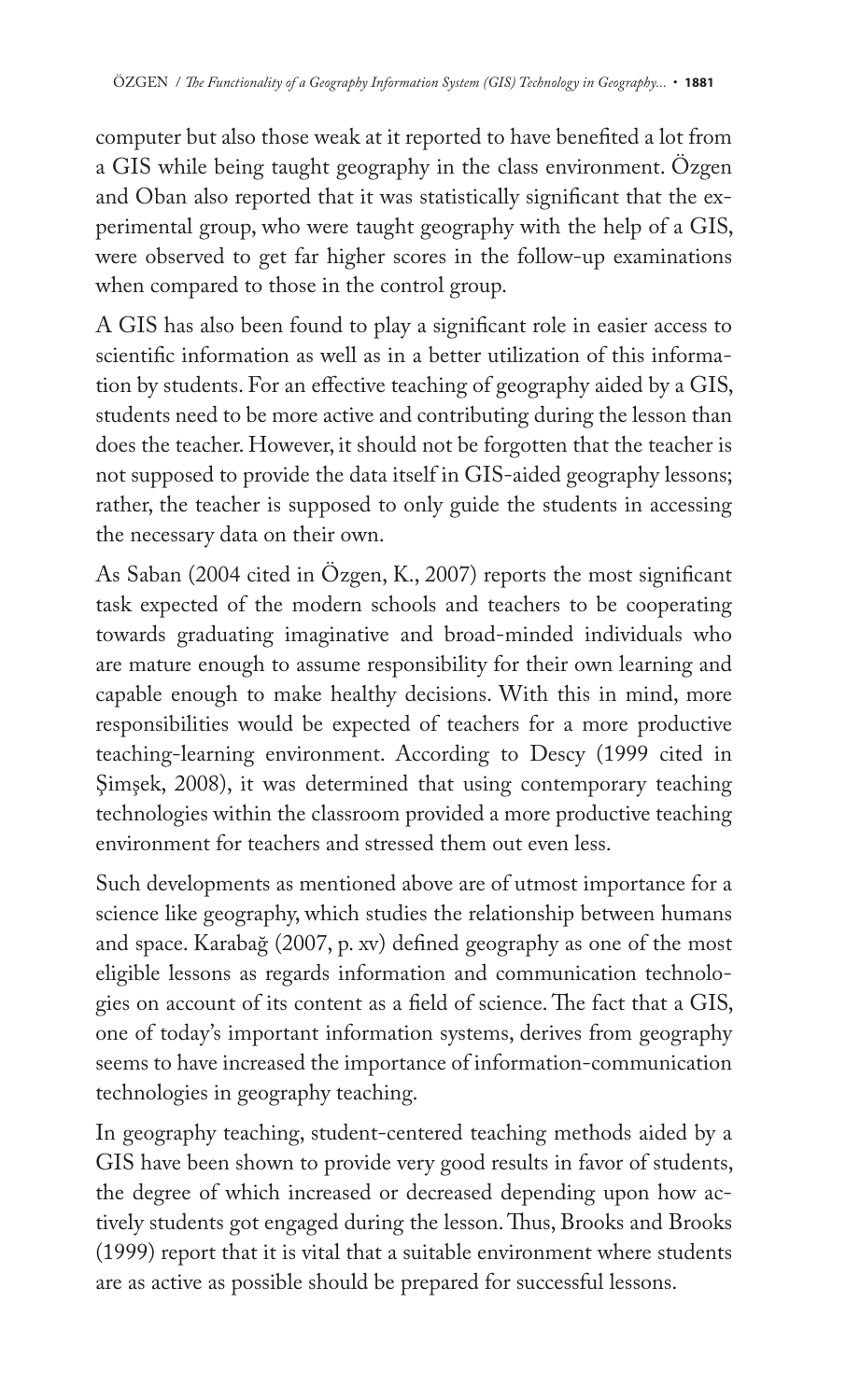computer but also those weak at it reported to have benefited a lot from a GIS while being taught geography in the class environment. Özgen and Oban also reported that it was statistically significant that the experimental group, who were taught geography with the help of a GIS, were observed to get far higher scores in the follow-up examinations when compared to those in the control group.

A GIS has also been found to play a significant role in easier access to scientific information as well as in a better utilization of this information by students. For an effective teaching of geography aided by a GIS, students need to be more active and contributing during the lesson than does the teacher. However, it should not be forgotten that the teacher is not supposed to provide the data itself in GIS-aided geography lessons; rather, the teacher is supposed to only guide the students in accessing the necessary data on their own.

As Saban (2004 cited in Özgen, K., 2007) reports the most significant task expected of the modern schools and teachers to be cooperating towards graduating imaginative and broad-minded individuals who are mature enough to assume responsibility for their own learning and capable enough to make healthy decisions. With this in mind, more responsibilities would be expected of teachers for a more productive teaching-learning environment. According to Descy (1999 cited in Şimşek, 2008), it was determined that using contemporary teaching technologies within the classroom provided a more productive teaching environment for teachers and stressed them out even less.

Such developments as mentioned above are of utmost importance for a science like geography, which studies the relationship between humans and space. Karabağ (2007, p. xv) defined geography as one of the most eligible lessons as regards information and communication technologies on account of its content as a field of science. The fact that a GIS, one of today's important information systems, derives from geography seems to have increased the importance of information-communication technologies in geography teaching.

In geography teaching, student-centered teaching methods aided by a GIS have been shown to provide very good results in favor of students, the degree of which increased or decreased depending upon how actively students got engaged during the lesson. Thus, Brooks and Brooks (1999) report that it is vital that a suitable environment where students are as active as possible should be prepared for successful lessons.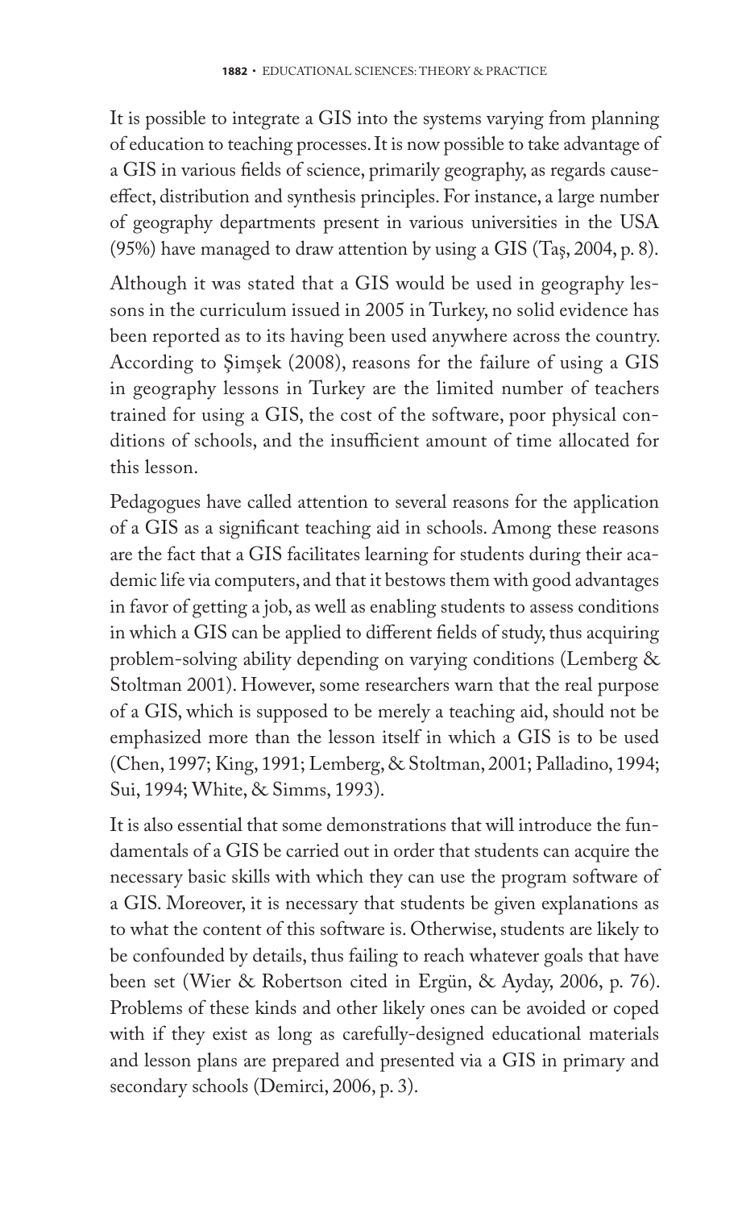It is possible to integrate a GIS into the systems varying from planning of education to teaching processes. It is now possible to take advantage of a GIS in various fields of science, primarily geography, as regards cause-effect, distribution and synthesis principles. For instance, a large number of geography departments present in various universities in the USA (95%) have managed to draw attention by using a GIS (Taş, 2004, p. 8).

Although it was stated that a GIS would be used in geography lessons in the curriculum issued in 2005 in Turkey, no solid evidence has been reported as to its having been used anywhere across the country. According to Şimşek (2008), reasons for the failure of using a GIS in geography lessons in Turkey are the limited number of teachers trained for using a GIS, the cost of the software, poor physical conditions of schools, and the insufficient amount of time allocated for this lesson.

Pedagogues have called attention to several reasons for the application of a GIS as a significant teaching aid in schools. Among these reasons are the fact that a GIS facilitates learning for students during their academic life via computers, and that it bestows them with good advantages in favor of getting a job, as well as enabling students to assess conditions in which a GIS can be applied to different fields of study, thus acquiring problem-solving ability depending on varying conditions (Lemberg & Stoltman 2001). However, some researchers warn that the real purpose of a GIS, which is supposed to be merely a teaching aid, should not be emphasized more than the lesson itself in which a GIS is to be used (Chen, 1997; King, 1991; Lemberg, & Stoltman, 2001; Palladino, 1994; Sui, 1994; White, & Simms, 1993).

It is also essential that some demonstrations that will introduce the fundamentals of a GIS be carried out in order that students can acquire the necessary basic skills with which they can use the program software of a GIS. Moreover, it is necessary that students be given explanations as to what the content of this software is. Otherwise, students are likely to be confounded by details, thus failing to reach whatever goals that have been set (Wier & Robertson cited in Ergün, & Ayday, 2006, p. 76). Problems of these kinds and other likely ones can be avoided or coped with if they exist as long as carefully-designed educational materials and lesson plans are prepared and presented via a GIS in primary and secondary schools (Demirci, 2006, p. 3).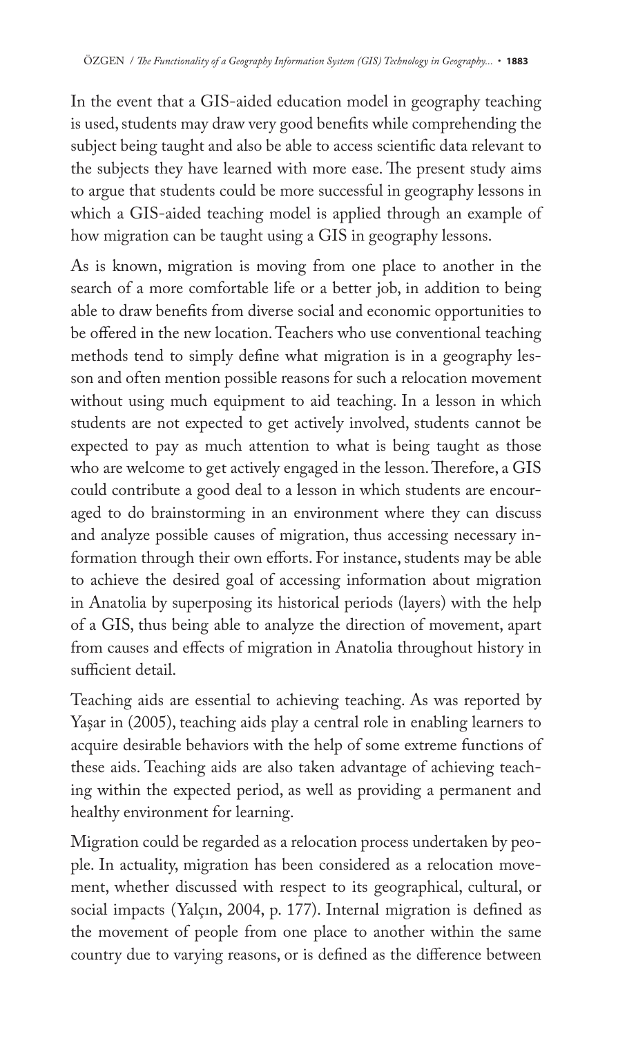In the event that a GIS-aided education model in geography teaching is used, students may draw very good benefits while comprehending the subject being taught and also be able to access scientific data relevant to the subjects they have learned with more ease. The present study aims to argue that students could be more successful in geography lessons in which a GIS-aided teaching model is applied through an example of how migration can be taught using a GIS in geography lessons.

As is known, migration is moving from one place to another in the search of a more comfortable life or a better job, in addition to being able to draw benefits from diverse social and economic opportunities to be offered in the new location. Teachers who use conventional teaching methods tend to simply define what migration is in a geography lesson and often mention possible reasons for such a relocation movement without using much equipment to aid teaching. In a lesson in which students are not expected to get actively involved, students cannot be expected to pay as much attention to what is being taught as those who are welcome to get actively engaged in the lesson. Therefore, a GIS could contribute a good deal to a lesson in which students are encouraged to do brainstorming in an environment where they can discuss and analyze possible causes of migration, thus accessing necessary information through their own efforts. For instance, students may be able to achieve the desired goal of accessing information about migration in Anatolia by superposing its historical periods (layers) with the help of a GIS, thus being able to analyze the direction of movement, apart from causes and effects of migration in Anatolia throughout history in sufficient detail.

Teaching aids are essential to achieving teaching. As was reported by Yaşar in (2005), teaching aids play a central role in enabling learners to acquire desirable behaviors with the help of some extreme functions of these aids. Teaching aids are also taken advantage of achieving teaching within the expected period, as well as providing a permanent and healthy environment for learning.

Migration could be regarded as a relocation process undertaken by people. In actuality, migration has been considered as a relocation movement, whether discussed with respect to its geographical, cultural, or social impacts (Yalçın, 2004, p. 177). Internal migration is defined as the movement of people from one place to another within the same country due to varying reasons, or is defined as the difference between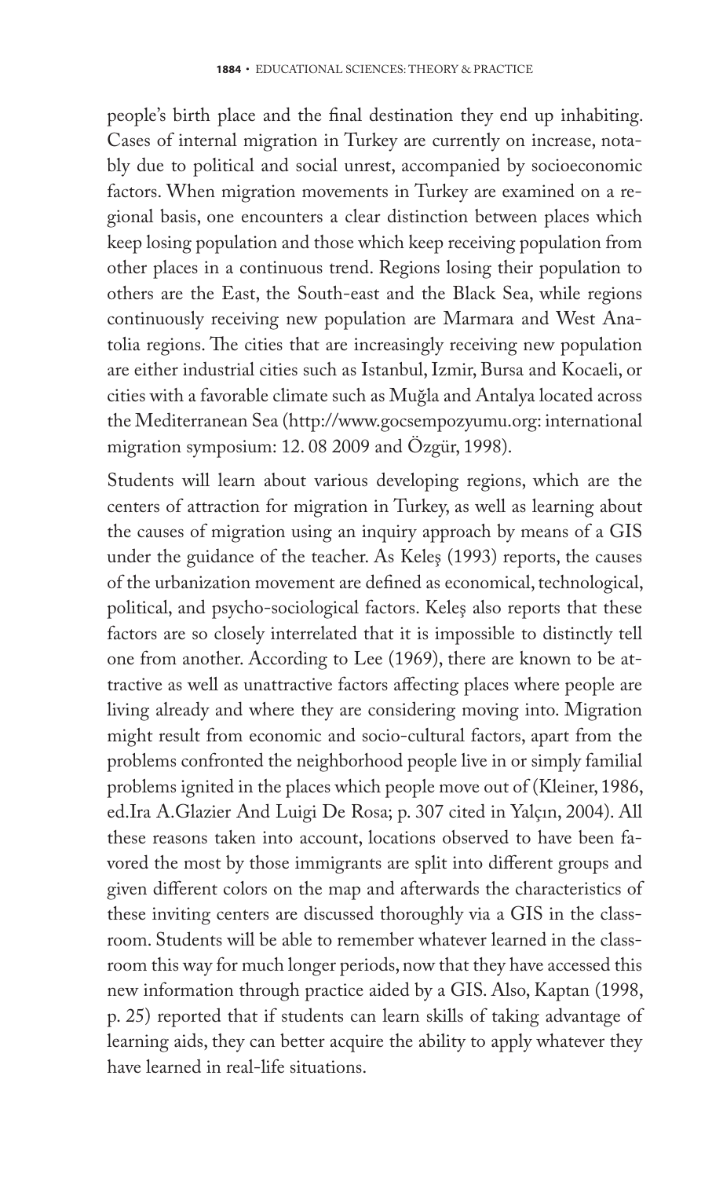people's birth place and the final destination they end up inhabiting. Cases of internal migration in Turkey are currently on increase, notably due to political and social unrest, accompanied by socioeconomic factors. When migration movements in Turkey are examined on a regional basis, one encounters a clear distinction between places which keep losing population and those which keep receiving population from other places in a continuous trend. Regions losing their population to others are the East, the South-east and the Black Sea, while regions continuously receiving new population are Marmara and West Anatolia regions. The cities that are increasingly receiving new population are either industrial cities such as Istanbul, Izmir, Bursa and Kocaeli, or cities with a favorable climate such as Muğla and Antalya located across the Mediterranean Sea (http://www.gocsempozyumu.org: international migration symposium: 12. 08 2009 and Özgür, 1998).

Students will learn about various developing regions, which are the centers of attraction for migration in Turkey, as well as learning about the causes of migration using an inquiry approach by means of a GIS under the guidance of the teacher. As Keleş (1993) reports, the causes of the urbanization movement are defined as economical, technological, political, and psycho-sociological factors. Keleş also reports that these factors are so closely interrelated that it is impossible to distinctly tell one from another. According to Lee (1969), there are known to be attractive as well as unattractive factors affecting places where people are living already and where they are considering moving into. Migration might result from economic and socio-cultural factors, apart from the problems confronted the neighborhood people live in or simply familial problems ignited in the places which people move out of (Kleiner, 1986, ed.Ira A.Glazier And Luigi De Rosa; p. 307 cited in Yalçın, 2004). All these reasons taken into account, locations observed to have been favored the most by those immigrants are split into different groups and given different colors on the map and afterwards the characteristics of these inviting centers are discussed thoroughly via a GIS in the classroom. Students will be able to remember whatever learned in the classroom this way for much longer periods, now that they have accessed this new information through practice aided by a GIS. Also, Kaptan (1998, p. 25) reported that if students can learn skills of taking advantage of learning aids, they can better acquire the ability to apply whatever they have learned in real-life situations.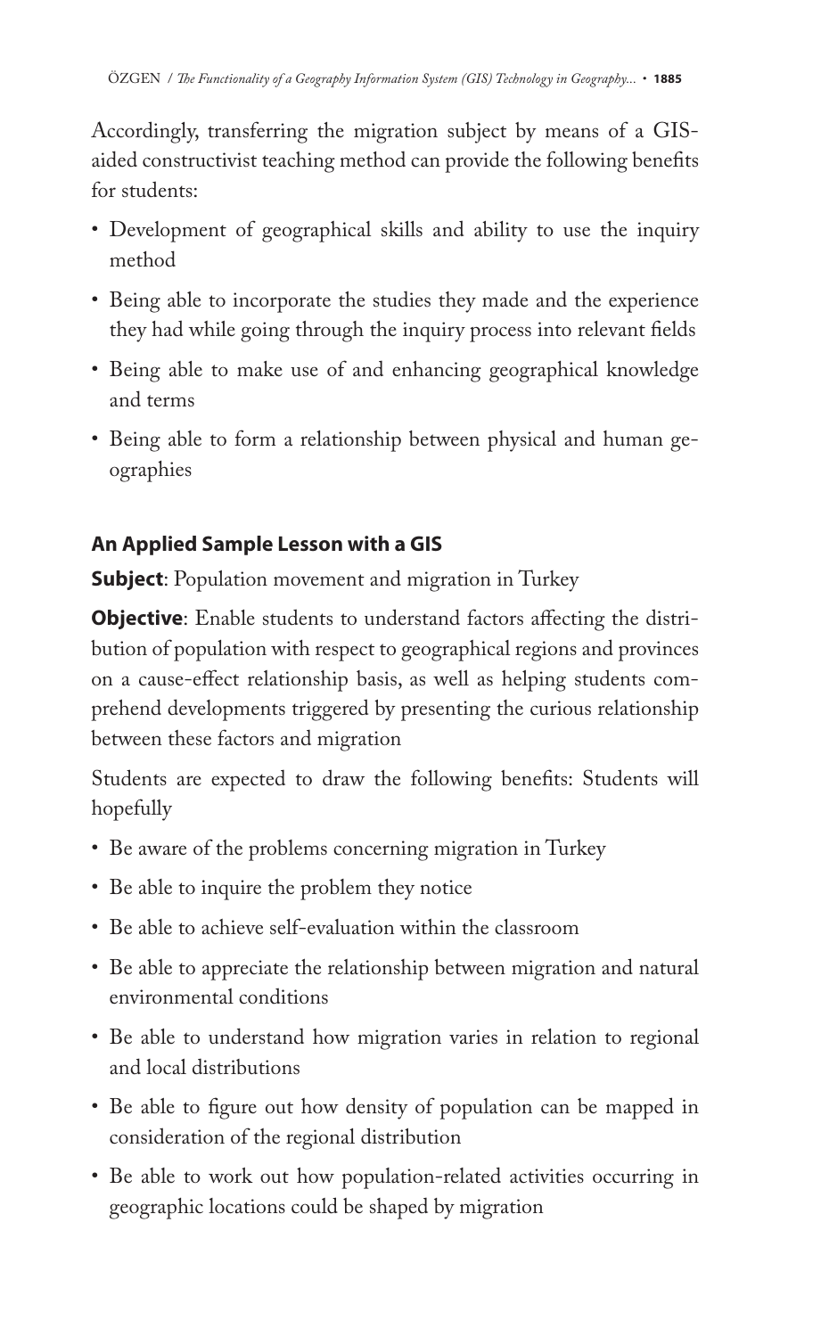Accordingly, transferring the migration subject by means of a GIS-aided constructivist teaching method can provide the following benefits for students:

- Development of geographical skills and ability to use the inquiry method
- Being able to incorporate the studies they made and the experience they had while going through the inquiry process into relevant fields
- Being able to make use of and enhancing geographical knowledge and terms
- Being able to form a relationship between physical and human geographies

## An Applied Sample Lesson with a GIS

**Subject**: Population movement and migration in Turkey

**Objective**: Enable students to understand factors affecting the distribution of population with respect to geographical regions and provinces on a cause-effect relationship basis, as well as helping students comprehend developments triggered by presenting the curious relationship between these factors and migration

Students are expected to draw the following benefits: Students will hopefully

- Be aware of the problems concerning migration in Turkey
- Be able to inquire the problem they notice
- Be able to achieve self-evaluation within the classroom
- Be able to appreciate the relationship between migration and natural environmental conditions
- Be able to understand how migration varies in relation to regional and local distributions
- Be able to figure out how density of population can be mapped in consideration of the regional distribution
- Be able to work out how population-related activities occurring in geographic locations could be shaped by migration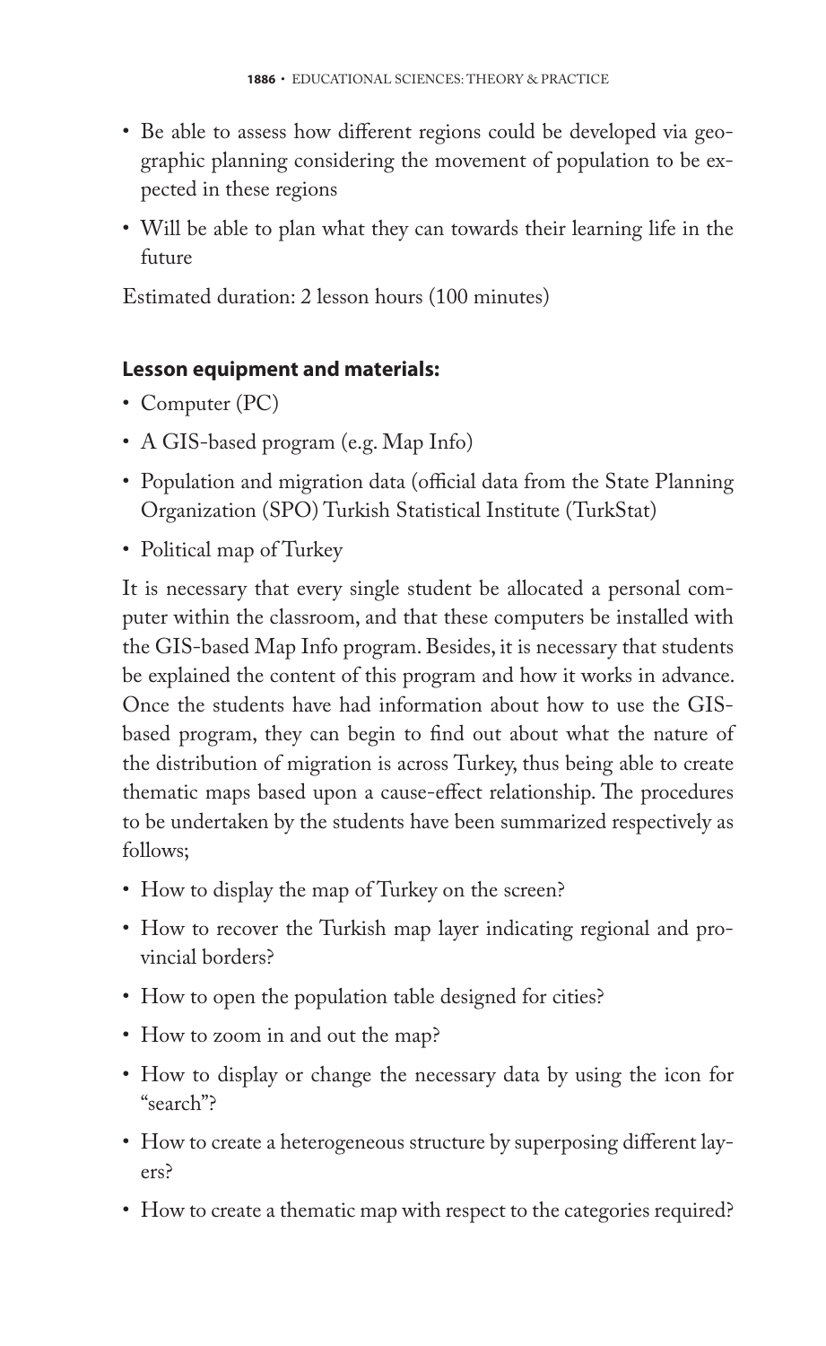- Be able to assess how different regions could be developed via geographic planning considering the movement of population to be expected in these regions
- Will be able to plan what they can towards their learning life in the future

Estimated duration: 2 lesson hours (100 minutes)

### Lesson equipment and materials:

- Computer (PC)
- A GIS-based program (e.g. Map Info)
- Population and migration data (official data from the State Planning Organization (SPO) Turkish Statistical Institute (TurkStat)
- Political map of Turkey

It is necessary that every single student be allocated a personal computer within the classroom, and that these computers be installed with the GIS-based Map Info program. Besides, it is necessary that students be explained the content of this program and how it works in advance. Once the students have had information about how to use the GIS-based program, they can begin to find out about what the nature of the distribution of migration is across Turkey, thus being able to create thematic maps based upon a cause-effect relationship. The procedures to be undertaken by the students have been summarized respectively as follows;

- How to display the map of Turkey on the screen?
- How to recover the Turkish map layer indicating regional and provincial borders?
- How to open the population table designed for cities?
- How to zoom in and out the map?
- How to display or change the necessary data by using the icon for "search"?
- How to create a heterogeneous structure by superposing different layers?
- How to create a thematic map with respect to the categories required?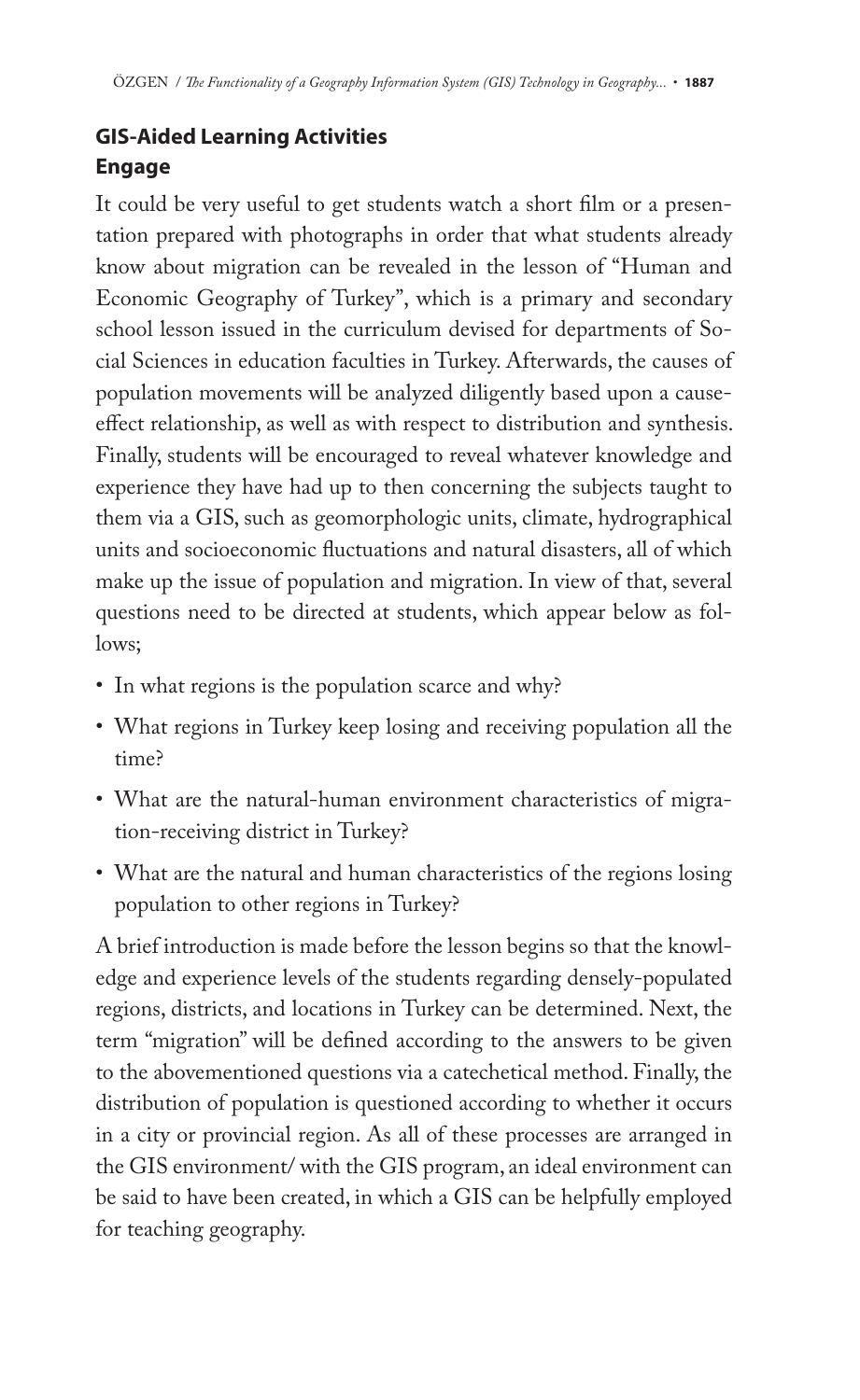## GIS-Aided Learning Activities

### Engage

It could be very useful to get students watch a short film or a presentation prepared with photographs in order that what students already know about migration can be revealed in the lesson of "Human and Economic Geography of Turkey", which is a primary and secondary school lesson issued in the curriculum devised for departments of Social Sciences in education faculties in Turkey. Afterwards, the causes of population movements will be analyzed diligently based upon a cause-effect relationship, as well as with respect to distribution and synthesis. Finally, students will be encouraged to reveal whatever knowledge and experience they have had up to then concerning the subjects taught to them via a GIS, such as geomorphologic units, climate, hydrographical units and socioeconomic fluctuations and natural disasters, all of which make up the issue of population and migration. In view of that, several questions need to be directed at students, which appear below as follows;

- In what regions is the population scarce and why?
- What regions in Turkey keep losing and receiving population all the time?
- What are the natural-human environment characteristics of migration-receiving district in Turkey?
- What are the natural and human characteristics of the regions losing population to other regions in Turkey?

A brief introduction is made before the lesson begins so that the knowledge and experience levels of the students regarding densely-populated regions, districts, and locations in Turkey can be determined. Next, the term "migration" will be defined according to the answers to be given to the abovementioned questions via a catechetical method. Finally, the distribution of population is questioned according to whether it occurs in a city or provincial region. As all of these processes are arranged in the GIS environment/ with the GIS program, an ideal environment can be said to have been created, in which a GIS can be helpfully employed for teaching geography.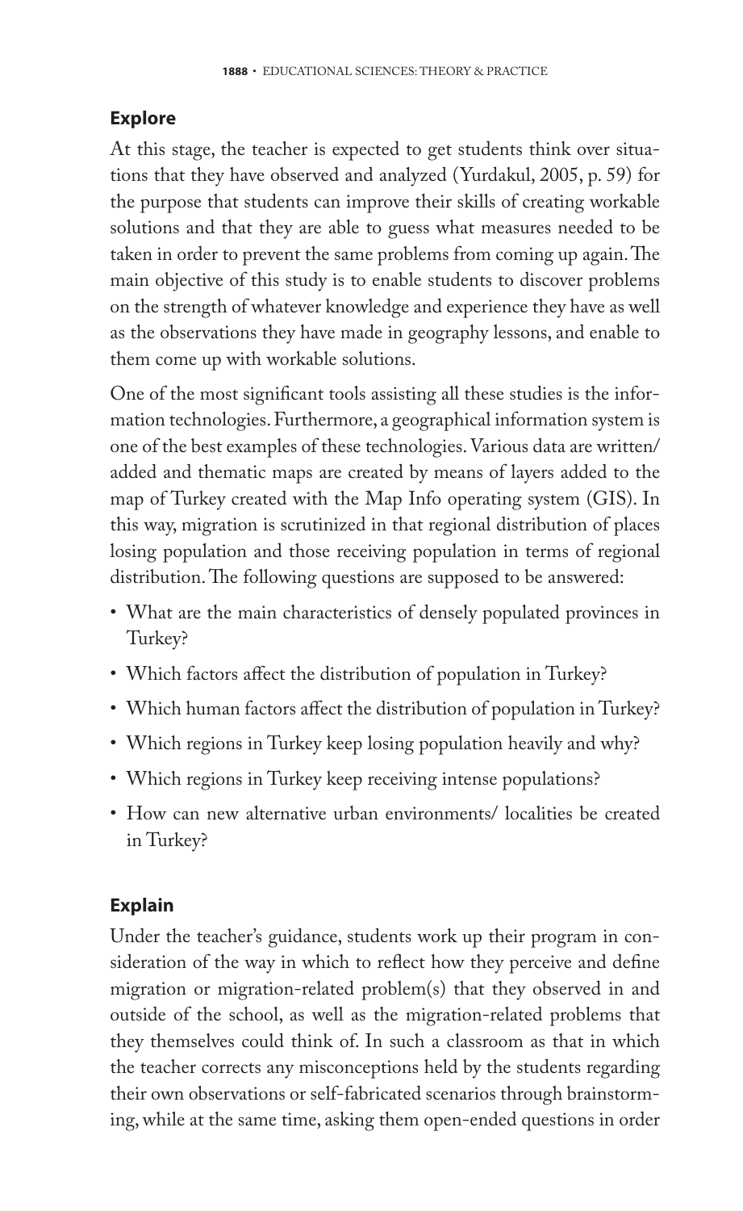## Explore

At this stage, the teacher is expected to get students think over situations that they have observed and analyzed (Yurdakul, 2005, p. 59) for the purpose that students can improve their skills of creating workable solutions and that they are able to guess what measures needed to be taken in order to prevent the same problems from coming up again. The main objective of this study is to enable students to discover problems on the strength of whatever knowledge and experience they have as well as the observations they have made in geography lessons, and enable to them come up with workable solutions.

One of the most significant tools assisting all these studies is the information technologies. Furthermore, a geographical information system is one of the best examples of these technologies. Various data are written/added and thematic maps are created by means of layers added to the map of Turkey created with the Map Info operating system (GIS). In this way, migration is scrutinized in that regional distribution of places losing population and those receiving population in terms of regional distribution. The following questions are supposed to be answered:

- What are the main characteristics of densely populated provinces in Turkey?
- Which factors affect the distribution of population in Turkey?
- Which human factors affect the distribution of population in Turkey?
- Which regions in Turkey keep losing population heavily and why?
- Which regions in Turkey keep receiving intense populations?
- How can new alternative urban environments/ localities be created in Turkey?

## Explain

Under the teacher's guidance, students work up their program in consideration of the way in which to reflect how they perceive and define migration or migration-related problem(s) that they observed in and outside of the school, as well as the migration-related problems that they themselves could think of. In such a classroom as that in which the teacher corrects any misconceptions held by the students regarding their own observations or self-fabricated scenarios through brainstorming, while at the same time, asking them open-ended questions in order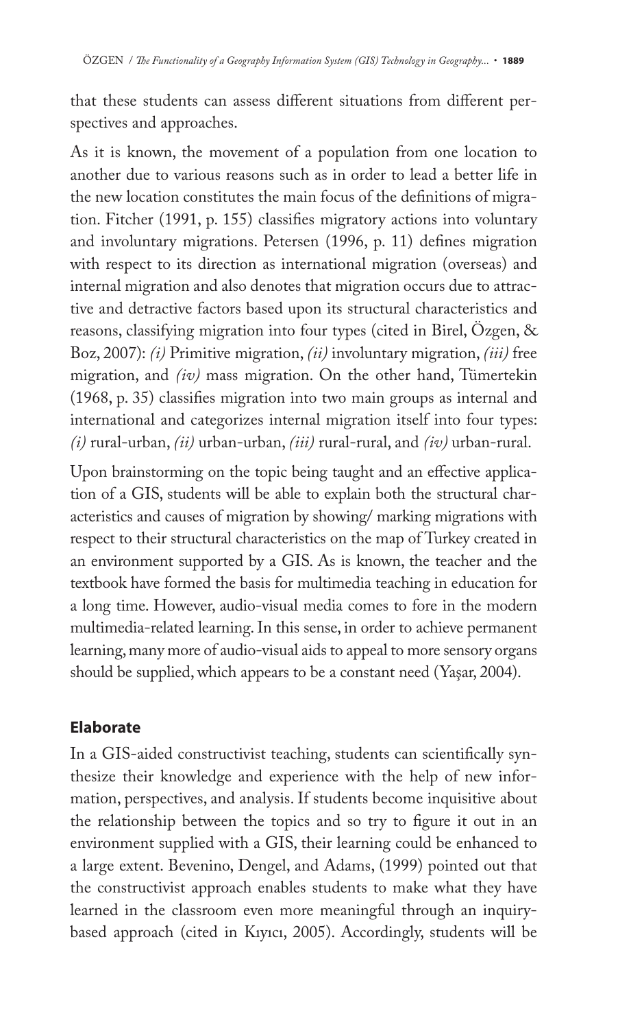that these students can assess different situations from different perspectives and approaches.

As it is known, the movement of a population from one location to another due to various reasons such as in order to lead a better life in the new location constitutes the main focus of the definitions of migration. Fitcher (1991, p. 155) classifies migratory actions into voluntary and involuntary migrations. Petersen (1996, p. 11) defines migration with respect to its direction as international migration (overseas) and internal migration and also denotes that migration occurs due to attractive and detractive factors based upon its structural characteristics and reasons, classifying migration into four types (cited in Birel, Özgen, & Boz, 2007): *(i)* Primitive migration, *(ii)* involuntary migration, *(iii)* free migration, and *(iv)* mass migration. On the other hand, Tümertekin (1968, p. 35) classifies migration into two main groups as internal and international and categorizes internal migration itself into four types: *(i)* rural-urban, *(ii)* urban-urban, *(iii)* rural-rural, and *(iv)* urban-rural.

Upon brainstorming on the topic being taught and an effective application of a GIS, students will be able to explain both the structural characteristics and causes of migration by showing/ marking migrations with respect to their structural characteristics on the map of Turkey created in an environment supported by a GIS. As is known, the teacher and the textbook have formed the basis for multimedia teaching in education for a long time. However, audio-visual media comes to fore in the modern multimedia-related learning. In this sense, in order to achieve permanent learning, many more of audio-visual aids to appeal to more sensory organs should be supplied, which appears to be a constant need (Yaşar, 2004).

## Elaborate

In a GIS-aided constructivist teaching, students can scientifically synthesize their knowledge and experience with the help of new information, perspectives, and analysis. If students become inquisitive about the relationship between the topics and so try to figure it out in an environment supplied with a GIS, their learning could be enhanced to a large extent. Bevenino, Dengel, and Adams, (1999) pointed out that the constructivist approach enables students to make what they have learned in the classroom even more meaningful through an inquiry-based approach (cited in Kıyıcı, 2005). Accordingly, students will be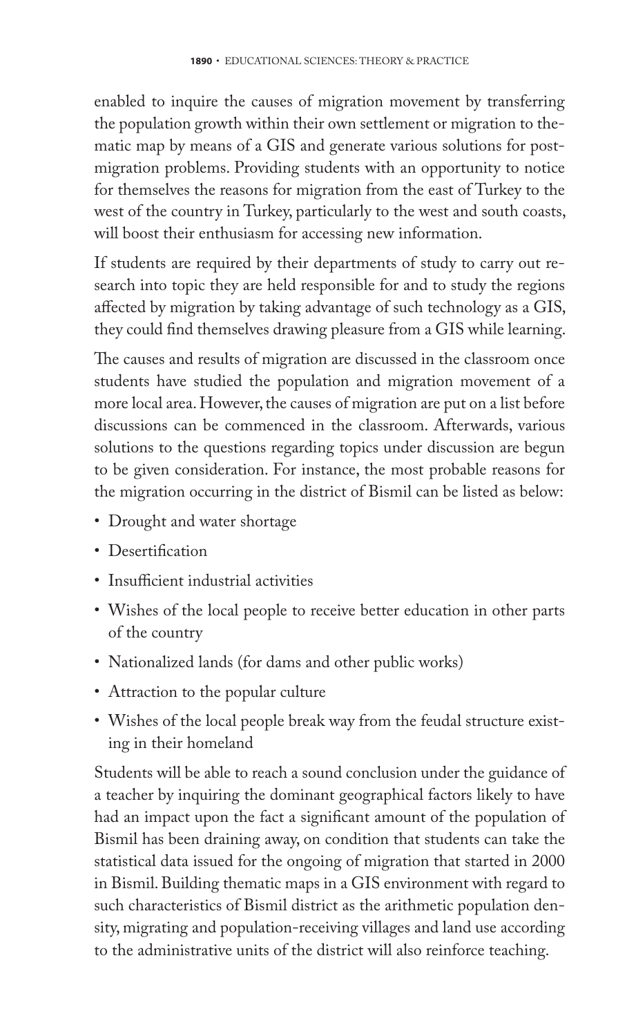enabled to inquire the causes of migration movement by transferring the population growth within their own settlement or migration to thematic map by means of a GIS and generate various solutions for post-migration problems. Providing students with an opportunity to notice for themselves the reasons for migration from the east of Turkey to the west of the country in Turkey, particularly to the west and south coasts, will boost their enthusiasm for accessing new information.

If students are required by their departments of study to carry out research into topic they are held responsible for and to study the regions affected by migration by taking advantage of such technology as a GIS, they could find themselves drawing pleasure from a GIS while learning.

The causes and results of migration are discussed in the classroom once students have studied the population and migration movement of a more local area. However, the causes of migration are put on a list before discussions can be commenced in the classroom. Afterwards, various solutions to the questions regarding topics under discussion are begun to be given consideration. For instance, the most probable reasons for the migration occurring in the district of Bismil can be listed as below:

- Drought and water shortage
- Desertification
- Insufficient industrial activities
- Wishes of the local people to receive better education in other parts of the country
- Nationalized lands (for dams and other public works)
- Attraction to the popular culture
- Wishes of the local people break way from the feudal structure existing in their homeland

Students will be able to reach a sound conclusion under the guidance of a teacher by inquiring the dominant geographical factors likely to have had an impact upon the fact a significant amount of the population of Bismil has been draining away, on condition that students can take the statistical data issued for the ongoing of migration that started in 2000 in Bismil. Building thematic maps in a GIS environment with regard to such characteristics of Bismil district as the arithmetic population density, migrating and population-receiving villages and land use according to the administrative units of the district will also reinforce teaching.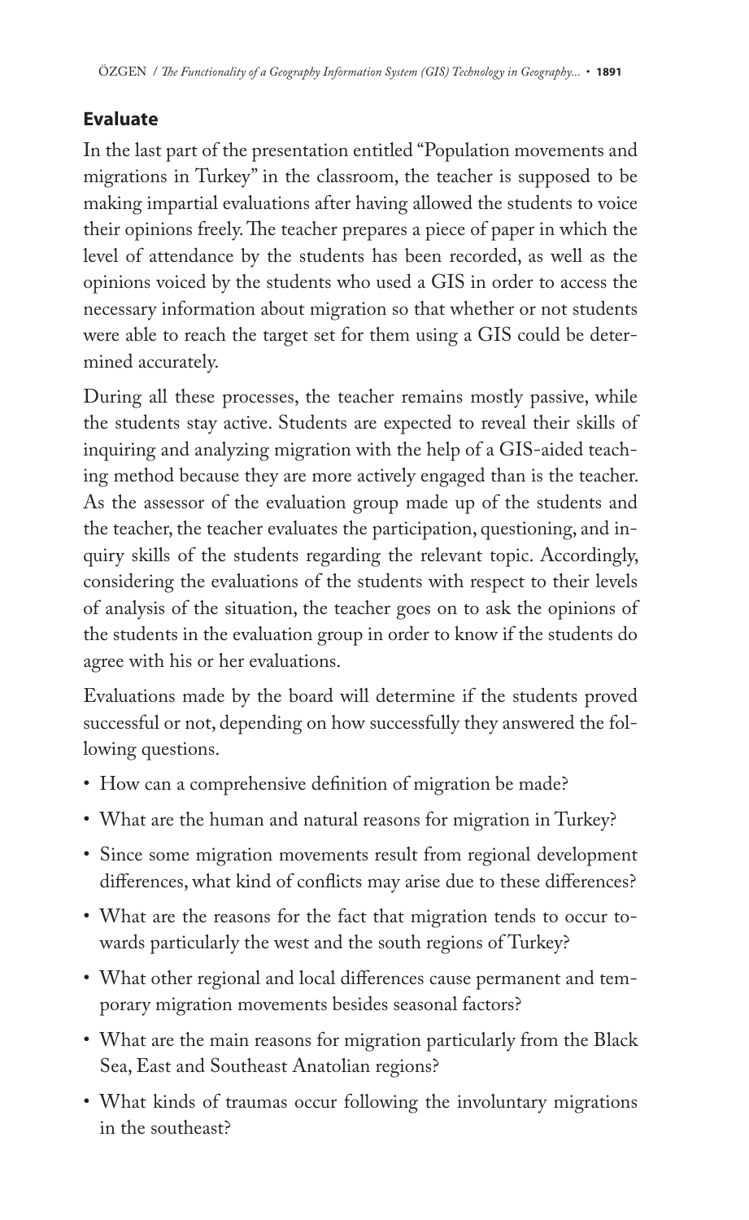## Evaluate

In the last part of the presentation entitled "Population movements and migrations in Turkey" in the classroom, the teacher is supposed to be making impartial evaluations after having allowed the students to voice their opinions freely. The teacher prepares a piece of paper in which the level of attendance by the students has been recorded, as well as the opinions voiced by the students who used a GIS in order to access the necessary information about migration so that whether or not students were able to reach the target set for them using a GIS could be determined accurately.

During all these processes, the teacher remains mostly passive, while the students stay active. Students are expected to reveal their skills of inquiring and analyzing migration with the help of a GIS-aided teaching method because they are more actively engaged than is the teacher. As the assessor of the evaluation group made up of the students and the teacher, the teacher evaluates the participation, questioning, and inquiry skills of the students regarding the relevant topic. Accordingly, considering the evaluations of the students with respect to their levels of analysis of the situation, the teacher goes on to ask the opinions of the students in the evaluation group in order to know if the students do agree with his or her evaluations.

Evaluations made by the board will determine if the students proved successful or not, depending on how successfully they answered the following questions.

- How can a comprehensive definition of migration be made?
- What are the human and natural reasons for migration in Turkey?
- Since some migration movements result from regional development differences, what kind of conflicts may arise due to these differences?
- What are the reasons for the fact that migration tends to occur towards particularly the west and the south regions of Turkey?
- What other regional and local differences cause permanent and temporary migration movements besides seasonal factors?
- What are the main reasons for migration particularly from the Black Sea, East and Southeast Anatolian regions?
- What kinds of traumas occur following the involuntary migrations in the southeast?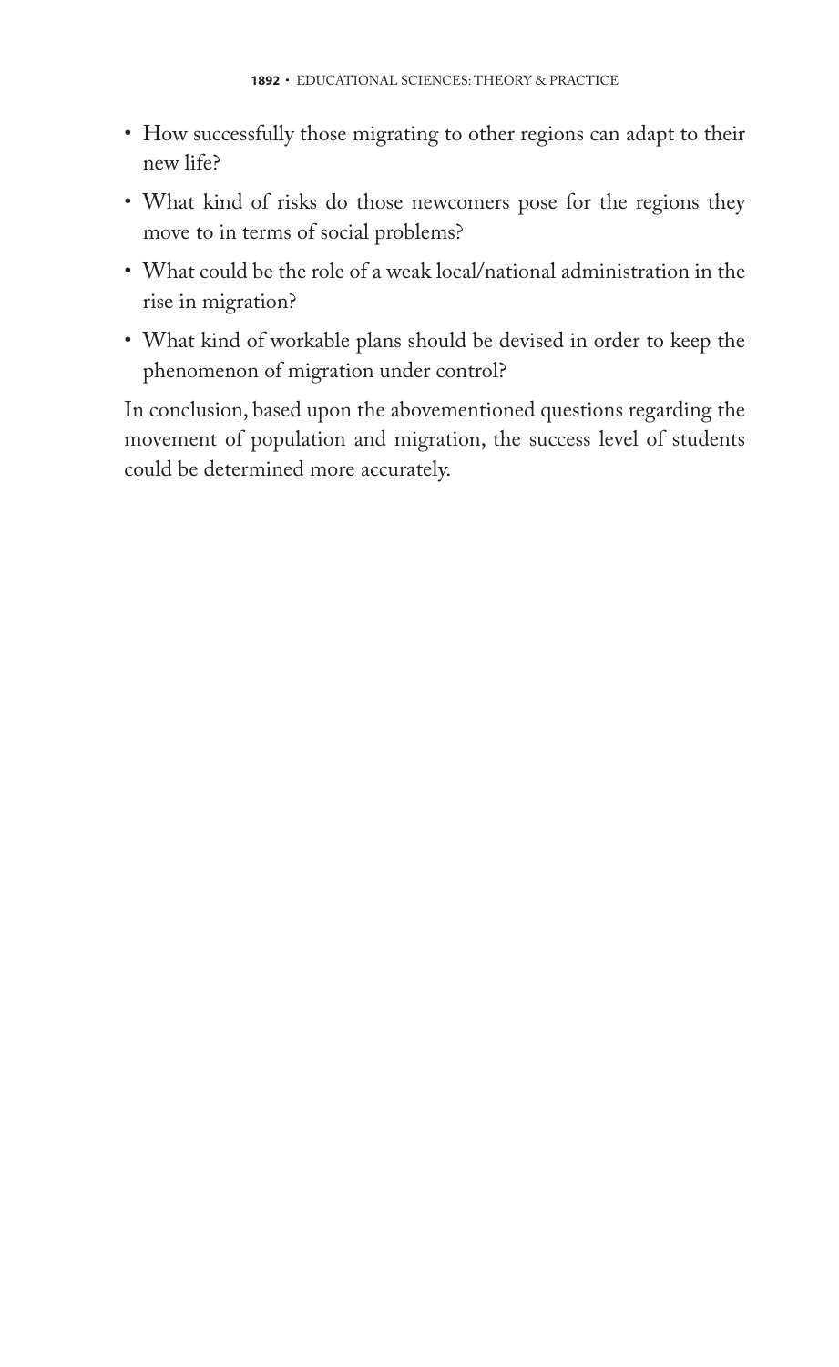- How successfully those migrating to other regions can adapt to their new life?
- What kind of risks do those newcomers pose for the regions they move to in terms of social problems?
- What could be the role of a weak local/national administration in the rise in migration?
- What kind of workable plans should be devised in order to keep the phenomenon of migration under control?

In conclusion, based upon the abovementioned questions regarding the movement of population and migration, the success level of students could be determined more accurately.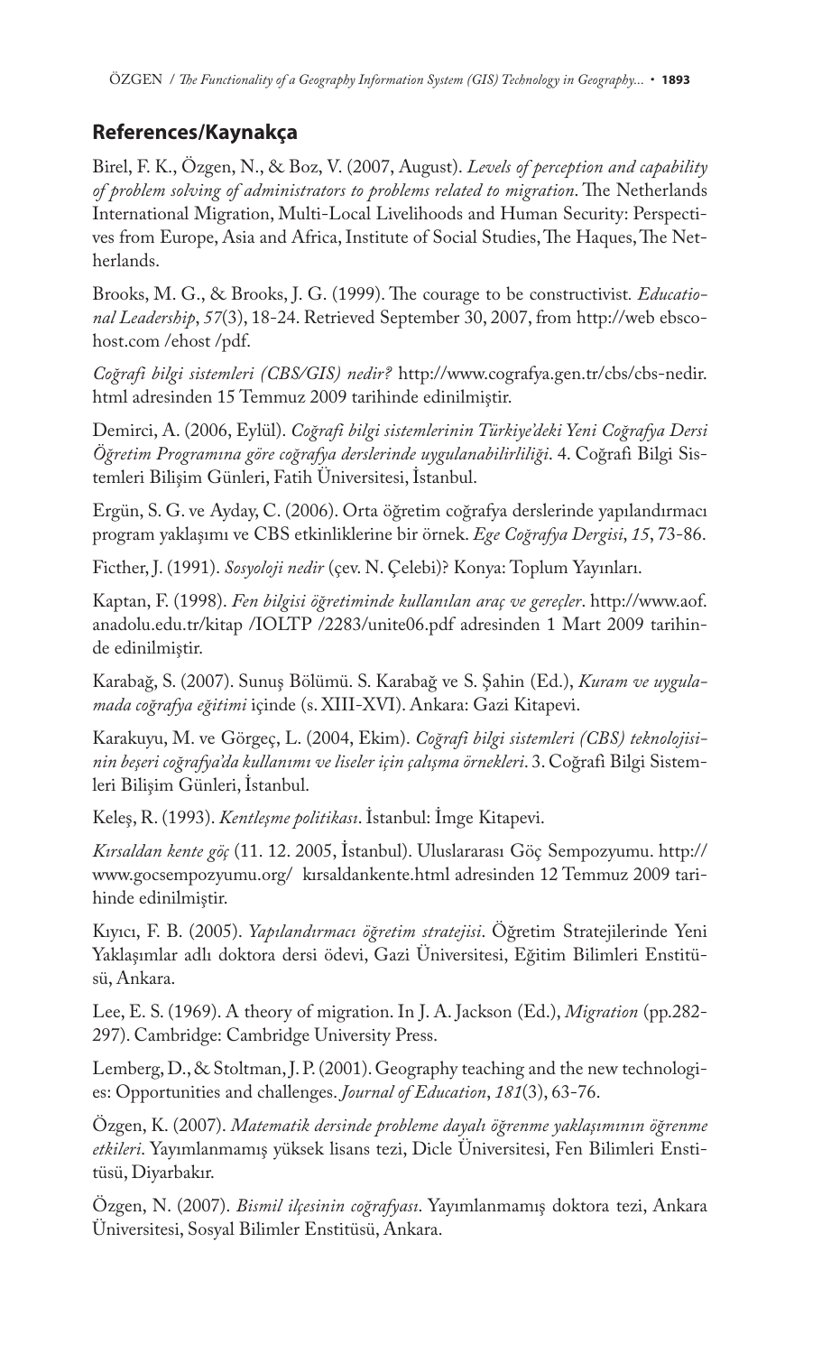## References/Kaynakça

Birel, F. K., Özgen, N., & Boz, V. (2007, August). *Levels of perception and capability of problem solving of administrators to problems related to migration*. The Netherlands International Migration, Multi-Local Livelihoods and Human Security: Perspectives from Europe, Asia and Africa, Institute of Social Studies, The Haques, The Netherlands.

Brooks, M. G., & Brooks, J. G. (1999). The courage to be constructivist. *Educational Leadership*, *57*(3), 18-24. Retrieved September 30, 2007, from http://web ebscohost.com /ehost /pdf.

*Coğrafi bilgi sistemleri (CBS/GIS) nedir?* http://www.cografya.gen.tr/cbs/cbs-nedir.html adresinden 15 Temmuz 2009 tarihinde edinilmiştir.

Demirci, A. (2006, Eylül). *Coğrafi bilgi sistemlerinin Türkiye'deki Yeni Coğrafya Dersi Öğretim Programına göre coğrafya derslerinde uygulanabilirliliği*. 4. Coğrafi Bilgi Sistemleri Bilişim Günleri, Fatih Üniversitesi, İstanbul.

Ergün, S. G. ve Ayday, C. (2006). Orta öğretim coğrafya derslerinde yapılandırmacı program yaklaşımı ve CBS etkinliklerine bir örnek. *Ege Coğrafya Dergisi*, *15*, 73-86.

Ficther, J. (1991). *Sosyoloji nedir* (çev. N. Çelebi)? Konya: Toplum Yayınları.

Kaptan, F. (1998). *Fen bilgisi öğretiminde kullanılan araç ve gereçler*. http://www.aof.anadolu.edu.tr/kitap /IOLTP /2283/unite06.pdf adresinden 1 Mart 2009 tarihinde edinilmiştir.

Karabağ, S. (2007). Sunuş Bölümü. S. Karabağ ve S. Şahin (Ed.), *Kuram ve uygulamada coğrafya eğitimi* içinde (s. XIII-XVI). Ankara: Gazi Kitapevi.

Karakuyu, M. ve Görgeç, L. (2004, Ekim). *Coğrafi bilgi sistemleri (CBS) teknolojisinin beşeri coğrafya'da kullanımı ve liseler için çalışma örnekleri*. 3. Coğrafi Bilgi Sistemleri Bilişim Günleri, İstanbul.

Keleş, R. (1993). *Kentleşme politikası*. İstanbul: İmge Kitapevi.

*Kırsaldan kente göç* (11. 12. 2005, İstanbul). Uluslararası Göç Sempozyumu. http://www.gocsempozyumu.org/ kırsaldankente.html adresinden 12 Temmuz 2009 tarihinde edinilmiştir.

Kıyıcı, F. B. (2005). *Yapılandırmacı öğretim stratejisi*. Öğretim Stratejilerinde Yeni Yaklaşımlar adlı doktora dersi ödevi, Gazi Üniversitesi, Eğitim Bilimleri Enstitüsü, Ankara.

Lee, E. S. (1969). A theory of migration. In J. A. Jackson (Ed.), *Migration* (pp.282-297). Cambridge: Cambridge University Press.

Lemberg, D., & Stoltman, J. P. (2001). Geography teaching and the new technologies: Opportunities and challenges. *Journal of Education*, *181*(3), 63-76.

Özgen, K. (2007). *Matematik dersinde probleme dayalı öğrenme yaklaşımının öğrenme etkileri*. Yayımlanmamış yüksek lisans tezi, Dicle Üniversitesi, Fen Bilimleri Enstitüsü, Diyarbakır.

Özgen, N. (2007). *Bismil ilçesinin coğrafyası*. Yayımlanmamış doktora tezi, Ankara Üniversitesi, Sosyal Bilimler Enstitüsü, Ankara.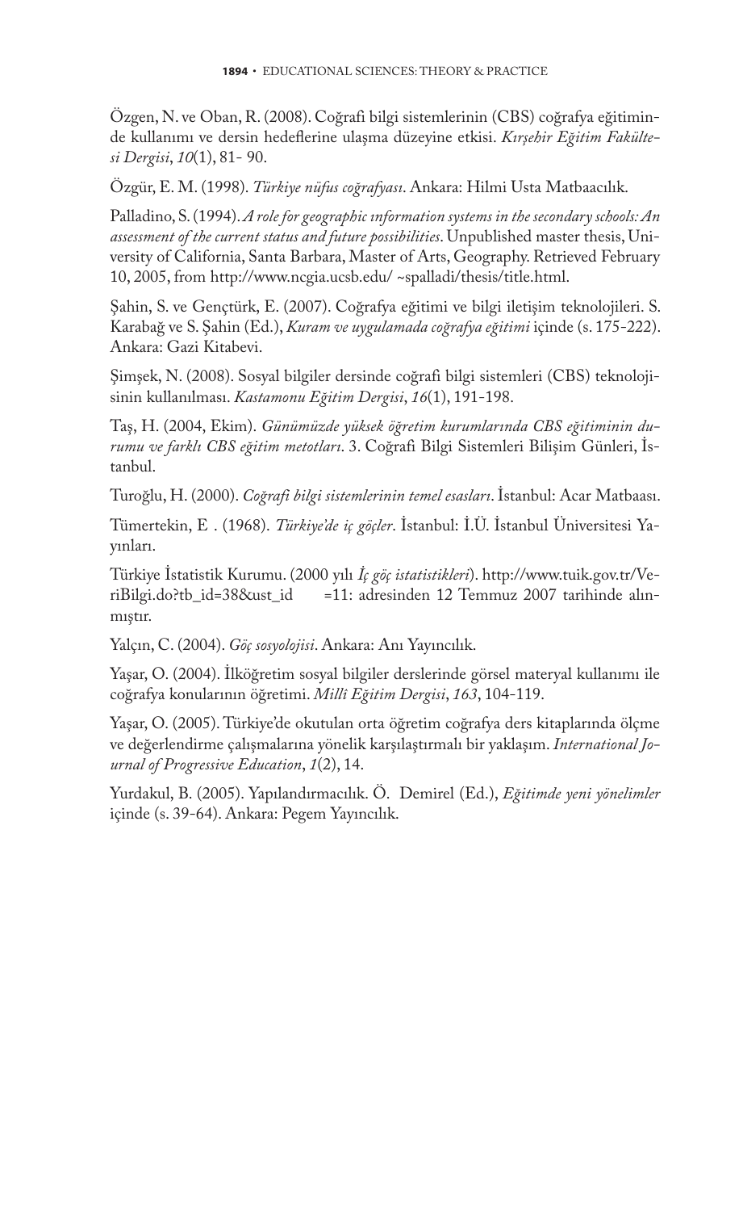Özgen, N. ve Oban, R. (2008). Coğrafi bilgi sistemlerinin (CBS) coğrafya eğitiminde kullanımı ve dersin hedeflerine ulaşma düzeyine etkisi. *Kırşehir Eğitim Fakültesi Dergisi*, *10*(1), 81- 90.

Özgür, E. M. (1998). *Türkiye nüfus coğrafyası*. Ankara: Hilmi Usta Matbaacılık.

Palladino, S. (1994). *A role for geographic ınformation systems in the secondary schools: An assessment of the current status and future possibilities*. Unpublished master thesis, University of California, Santa Barbara, Master of Arts, Geography. Retrieved February 10, 2005, from http://www.ncgia.ucsb.edu/ ~spalladi/thesis/title.html.

Şahin, S. ve Gençtürk, E. (2007). Coğrafya eğitimi ve bilgi iletişim teknolojileri. S. Karabağ ve S. Şahin (Ed.), *Kuram ve uygulamada coğrafya eğitimi* içinde (s. 175-222). Ankara: Gazi Kitabevi.

Şimşek, N. (2008). Sosyal bilgiler dersinde coğrafi bilgi sistemleri (CBS) teknolojisinin kullanılması. *Kastamonu Eğitim Dergisi*, *16*(1), 191-198.

Taş, H. (2004, Ekim). *Günümüzde yüksek öğretim kurumlarında CBS eğitiminin durumu ve farklı CBS eğitim metotları*. 3. Coğrafi Bilgi Sistemleri Bilişim Günleri, İstanbul.

Turoğlu, H. (2000). *Coğrafi bilgi sistemlerinin temel esasları*. İstanbul: Acar Matbaası.

Tümertekin, E . (1968). *Türkiye'de iç göçler*. İstanbul: İ.Ü. İstanbul Üniversitesi Yayınları.

Türkiye İstatistik Kurumu. (2000 yılı *İç göç istatistikleri*). http://www.tuik.gov.tr/VeriBilgi.do?tb_id=38&ust_id =11: adresinden 12 Temmuz 2007 tarihinde alınmıştır.

Yalçın, C. (2004). *Göç sosyolojisi*. Ankara: Anı Yayıncılık.

Yaşar, O. (2004). İlköğretim sosyal bilgiler derslerinde görsel materyal kullanımı ile coğrafya konularının öğretimi. *Millî Eğitim Dergisi*, *163*, 104-119.

Yaşar, O. (2005). Türkiye'de okutulan orta öğretim coğrafya ders kitaplarında ölçme ve değerlendirme çalışmalarına yönelik karşılaştırmalı bir yaklaşım. *International Journal of Progressive Education*, *1*(2), 14.

Yurdakul, B. (2005). Yapılandırmacılık. Ö. Demirel (Ed.), *Eğitimde yeni yönelimler* içinde (s. 39-64). Ankara: Pegem Yayıncılık.